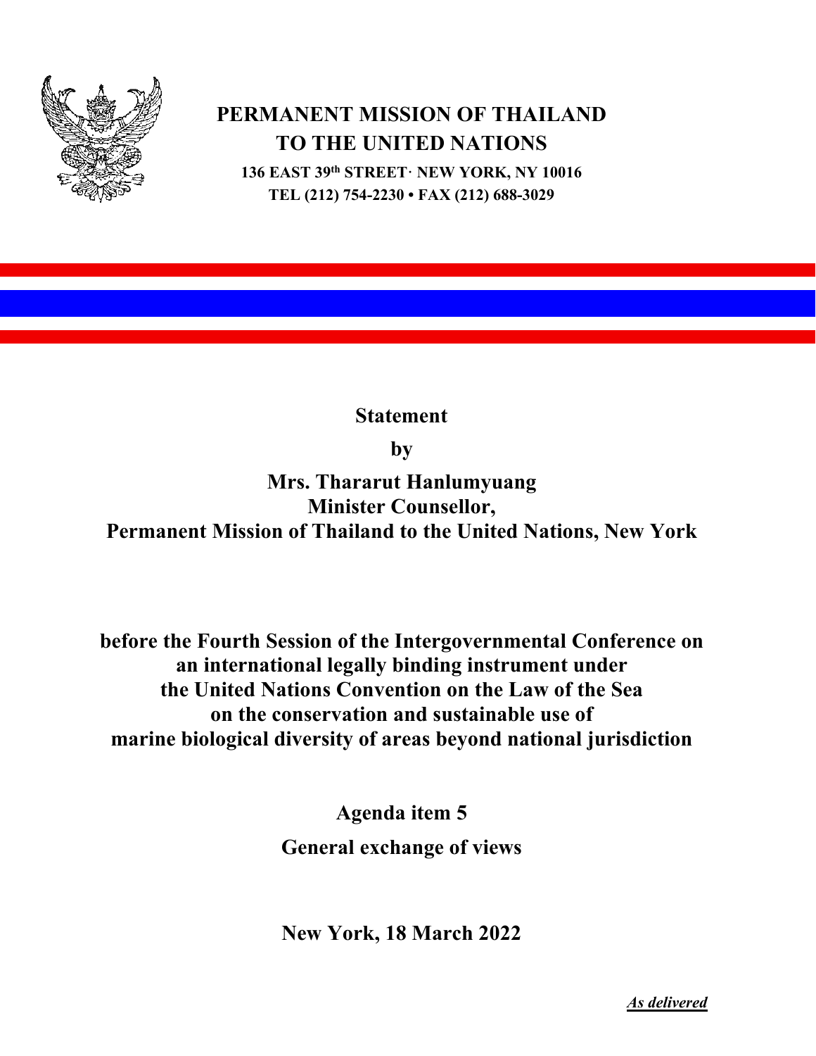# PERMANENT MISSION OF THAILAND TO THE UNITED NATIONS

**136 EAST 39th STREET· NEW YORK, NY 10016**
**TEL (212) 754-2230 • FAX (212) 688-3029**

**Statement**

**by**

**Mrs. Thararut Hanlumyuang**
**Minister Counsellor,**
**Permanent Mission of Thailand to the United Nations, New York**

**before the Fourth Session of the Intergovernmental Conference on an international legally binding instrument under the United Nations Convention on the Law of the Sea on the conservation and sustainable use of marine biological diversity of areas beyond national jurisdiction**

**Agenda item 5**

**General exchange of views**

**New York, 18 March 2022**

***As delivered***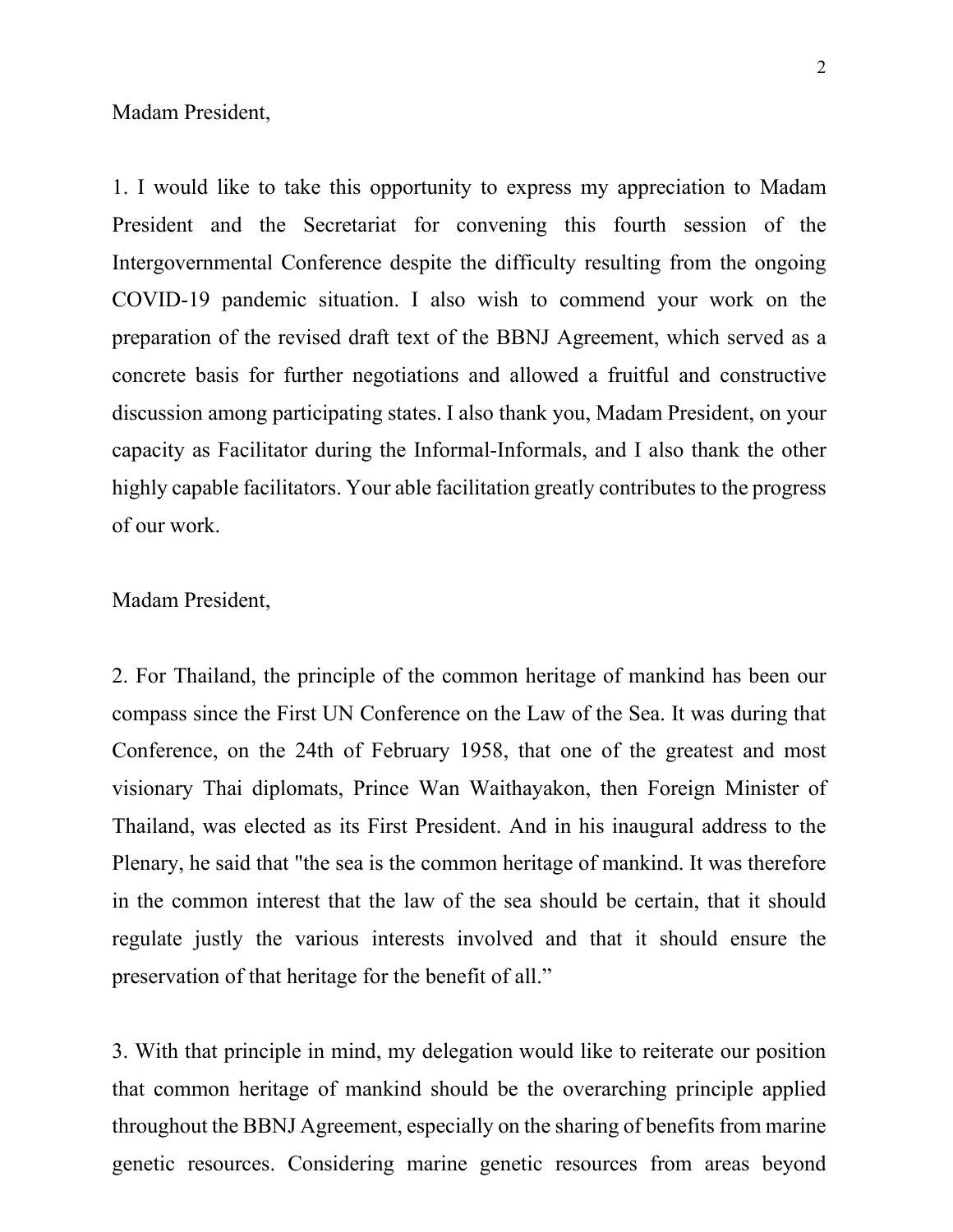Madam President,

1. I would like to take this opportunity to express my appreciation to Madam President and the Secretariat for convening this fourth session of the Intergovernmental Conference despite the difficulty resulting from the ongoing COVID-19 pandemic situation. I also wish to commend your work on the preparation of the revised draft text of the BBNJ Agreement, which served as a concrete basis for further negotiations and allowed a fruitful and constructive discussion among participating states. I also thank you, Madam President, on your capacity as Facilitator during the Informal-Informals, and I also thank the other highly capable facilitators. Your able facilitation greatly contributes to the progress of our work.

Madam President,

2. For Thailand, the principle of the common heritage of mankind has been our compass since the First UN Conference on the Law of the Sea. It was during that Conference, on the 24th of February 1958, that one of the greatest and most visionary Thai diplomats, Prince Wan Waithayakon, then Foreign Minister of Thailand, was elected as its First President. And in his inaugural address to the Plenary, he said that "the sea is the common heritage of mankind. It was therefore in the common interest that the law of the sea should be certain, that it should regulate justly the various interests involved and that it should ensure the preservation of that heritage for the benefit of all."

3. With that principle in mind, my delegation would like to reiterate our position that common heritage of mankind should be the overarching principle applied throughout the BBNJ Agreement, especially on the sharing of benefits from marine genetic resources. Considering marine genetic resources from areas beyond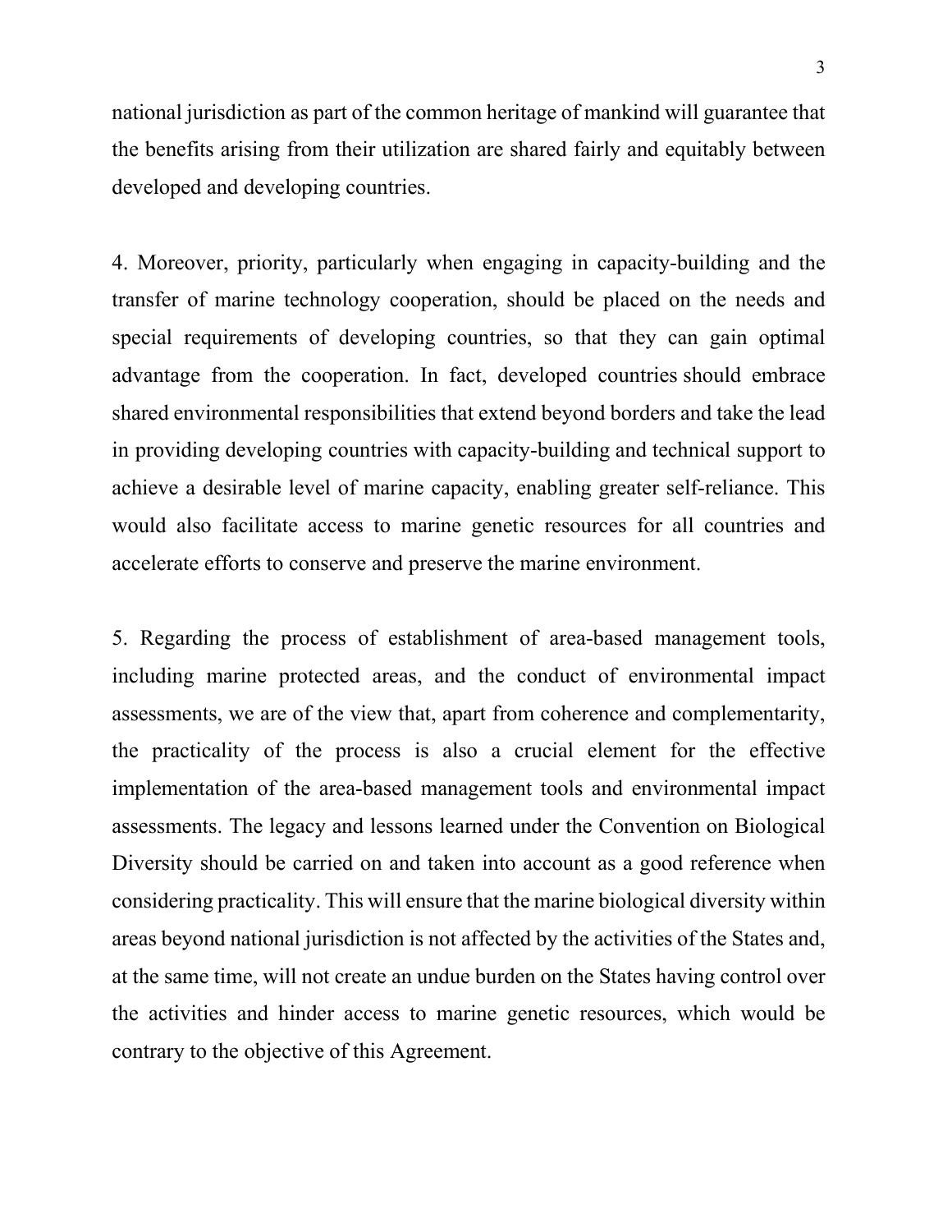national jurisdiction as part of the common heritage of mankind will guarantee that the benefits arising from their utilization are shared fairly and equitably between developed and developing countries.

4. Moreover, priority, particularly when engaging in capacity-building and the transfer of marine technology cooperation, should be placed on the needs and special requirements of developing countries, so that they can gain optimal advantage from the cooperation. In fact, developed countries should embrace shared environmental responsibilities that extend beyond borders and take the lead in providing developing countries with capacity-building and technical support to achieve a desirable level of marine capacity, enabling greater self-reliance. This would also facilitate access to marine genetic resources for all countries and accelerate efforts to conserve and preserve the marine environment.

5. Regarding the process of establishment of area-based management tools, including marine protected areas, and the conduct of environmental impact assessments, we are of the view that, apart from coherence and complementarity, the practicality of the process is also a crucial element for the effective implementation of the area-based management tools and environmental impact assessments. The legacy and lessons learned under the Convention on Biological Diversity should be carried on and taken into account as a good reference when considering practicality. This will ensure that the marine biological diversity within areas beyond national jurisdiction is not affected by the activities of the States and, at the same time, will not create an undue burden on the States having control over the activities and hinder access to marine genetic resources, which would be contrary to the objective of this Agreement.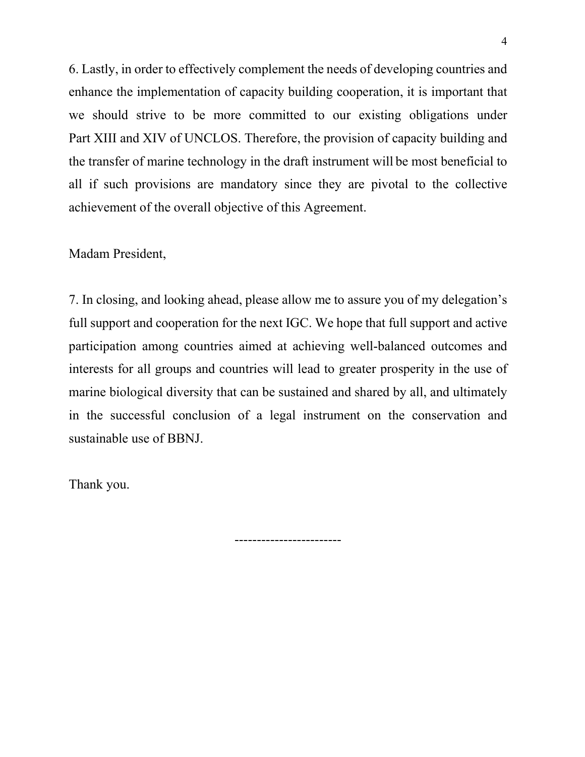6. Lastly, in order to effectively complement the needs of developing countries and enhance the implementation of capacity building cooperation, it is important that we should strive to be more committed to our existing obligations under Part XIII and XIV of UNCLOS. Therefore, the provision of capacity building and the transfer of marine technology in the draft instrument will be most beneficial to all if such provisions are mandatory since they are pivotal to the collective achievement of the overall objective of this Agreement.

Madam President,

7. In closing, and looking ahead, please allow me to assure you of my delegation's full support and cooperation for the next IGC. We hope that full support and active participation among countries aimed at achieving well-balanced outcomes and interests for all groups and countries will lead to greater prosperity in the use of marine biological diversity that can be sustained and shared by all, and ultimately in the successful conclusion of a legal instrument on the conservation and sustainable use of BBNJ.

Thank you.

-----------------------